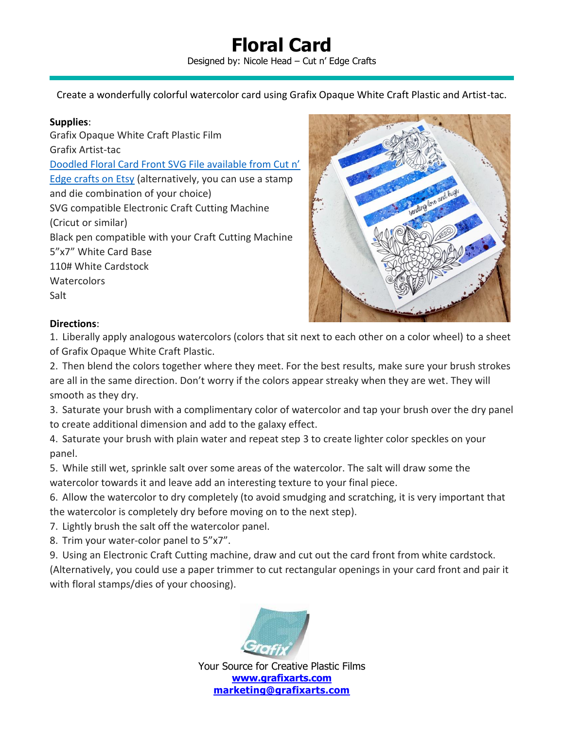# Floral Card

Designed by: Nicole Head – Cut n' Edge Crafts

Create a wonderfully colorful watercolor card using Grafix Opaque White Craft Plastic and Artist-tac.

**Supplies**:

Grafix Opaque White Craft Plastic Film
Grafix Artist-tac
Doodled Floral Card Front SVG File available from Cut n' Edge crafts on Etsy (alternatively, you can use a stamp and die combination of your choice)
SVG compatible Electronic Craft Cutting Machine (Cricut or similar)
Black pen compatible with your Craft Cutting Machine
5"x7" White Card Base
110# White Cardstock
Watercolors
Salt

**Directions**:

1. Liberally apply analogous watercolors (colors that sit next to each other on a color wheel) to a sheet of Grafix Opaque White Craft Plastic.
2. Then blend the colors together where they meet. For the best results, make sure your brush strokes are all in the same direction. Don't worry if the colors appear streaky when they are wet. They will smooth as they dry.
3. Saturate your brush with a complimentary color of watercolor and tap your brush over the dry panel to create additional dimension and add to the galaxy effect.
4. Saturate your brush with plain water and repeat step 3 to create lighter color speckles on your panel.
5. While still wet, sprinkle salt over some areas of the watercolor. The salt will draw some the watercolor towards it and leave add an interesting texture to your final piece.
6. Allow the watercolor to dry completely (to avoid smudging and scratching, it is very important that the watercolor is completely dry before moving on to the next step).
7. Lightly brush the salt off the watercolor panel.
8. Trim your water-color panel to 5"x7".
9. Using an Electronic Craft Cutting machine, draw and cut out the card front from white cardstock. (Alternatively, you could use a paper trimmer to cut rectangular openings in your card front and pair it with floral stamps/dies of your choosing).

Your Source for Creative Plastic Films
**www.grafixarts.com**
**marketing@grafixarts.com**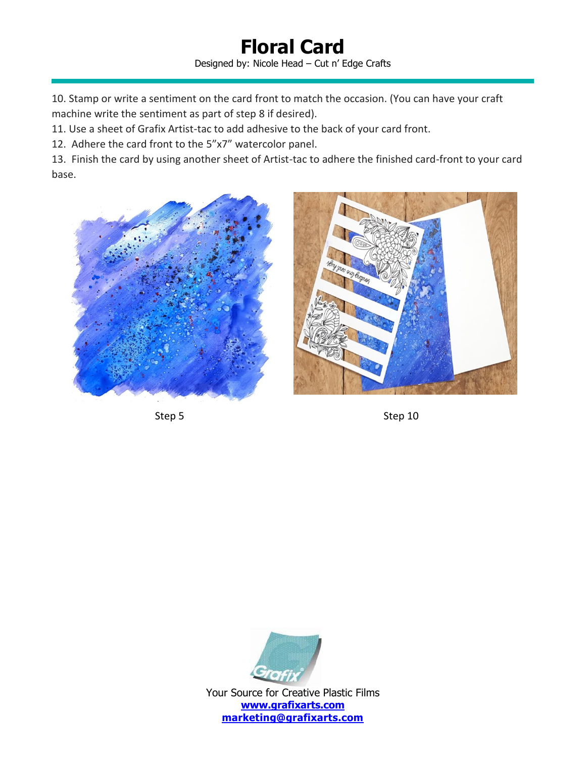# Floral Card

Designed by: Nicole Head – Cut n' Edge Crafts

10. Stamp or write a sentiment on the card front to match the occasion. (You can have your craft machine write the sentiment as part of step 8 if desired).
11. Use a sheet of Grafix Artist-tac to add adhesive to the back of your card front.
12. Adhere the card front to the 5"x7" watercolor panel.
13. Finish the card by using another sheet of Artist-tac to adhere the finished card-front to your card base.

Step 5

Step 10

Your Source for Creative Plastic Films
**www.grafixarts.com**
**marketing@grafixarts.com**